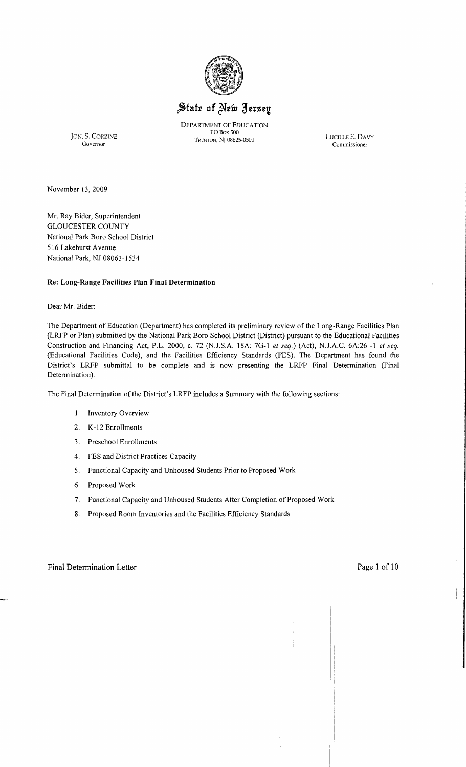# State of New Jersey

DEPARTMENT OF EDUCATION
PO Box 500
TRENTON, NJ 08625-0500

JON. S. CORZINE
Governor

LUCILLE E. DAVY
Commissioner

November 13, 2009

Mr. Ray Bider, Superintendent
GLOUCESTER COUNTY
National Park Boro School District
516 Lakehurst Avenue
National Park, NJ 08063-1534

**Re: Long-Range Facilities Plan Final Determination**

Dear Mr. Bider:

The Department of Education (Department) has completed its preliminary review of the Long-Range Facilities Plan (LRFP or Plan) submitted by the National Park Boro School District (District) pursuant to the Educational Facilities Construction and Financing Act, P.L. 2000, c. 72 (N.J.S.A. 18A: 7G-1 *et seq.*) (Act), N.J.A.C. 6A:26 -1 *et seq.* (Educational Facilities Code), and the Facilities Efficiency Standards (FES). The Department has found the District's LRFP submittal to be complete and is now presenting the LRFP Final Determination (Final Determination).

The Final Determination of the District's LRFP includes a Summary with the following sections:

1. Inventory Overview
2. K-12 Enrollments
3. Preschool Enrollments
4. FES and District Practices Capacity
5. Functional Capacity and Unhoused Students Prior to Proposed Work
6. Proposed Work
7. Functional Capacity and Unhoused Students After Completion of Proposed Work
8. Proposed Room Inventories and the Facilities Efficiency Standards

Final Determination Letter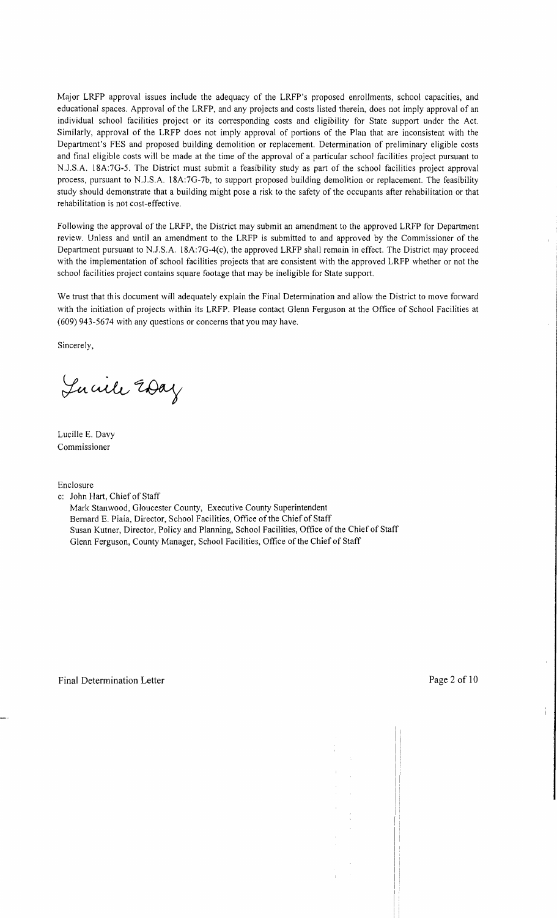Major LRFP approval issues include the adequacy of the LRFP's proposed enrollments, school capacities, and educational spaces. Approval of the LRFP, and any projects and costs listed therein, does not imply approval of an individual school facilities project or its corresponding costs and eligibility for State support under the Act. Similarly, approval of the LRFP does not imply approval of portions of the Plan that are inconsistent with the Department's FES and proposed building demolition or replacement. Determination of preliminary eligible costs and final eligible costs will be made at the time of the approval of a particular school facilities project pursuant to N.J.S.A. 18A:7G-5. The District must submit a feasibility study as part of the school facilities project approval process, pursuant to N.J.S.A. 18A:7G-7b, to support proposed building demolition or replacement. The feasibility study should demonstrate that a building might pose a risk to the safety of the occupants after rehabilitation or that rehabilitation is not cost-effective.

Following the approval of the LRFP, the District may submit an amendment to the approved LRFP for Department review. Unless and until an amendment to the LRFP is submitted to and approved by the Commissioner of the Department pursuant to N.J.S.A. 18A:7G-4(c), the approved LRFP shall remain in effect. The District may proceed with the implementation of school facilities projects that are consistent with the approved LRFP whether or not the school facilities project contains square footage that may be ineligible for State support.

We trust that this document will adequately explain the Final Determination and allow the District to move forward with the initiation of projects within its LRFP. Please contact Glenn Ferguson at the Office of School Facilities at (609) 943-5674 with any questions or concerns that you may have.

Sincerely,

Lucille E. Davy

Lucille E. Davy
Commissioner

Enclosure

c: John Hart, Chief of Staff
Mark Stanwood, Gloucester County, Executive County Superintendent
Bernard E. Piaia, Director, School Facilities, Office of the Chief of Staff
Susan Kutner, Director, Policy and Planning, School Facilities, Office of the Chief of Staff
Glenn Ferguson, County Manager, School Facilities, Office of the Chief of Staff

Final Determination Letter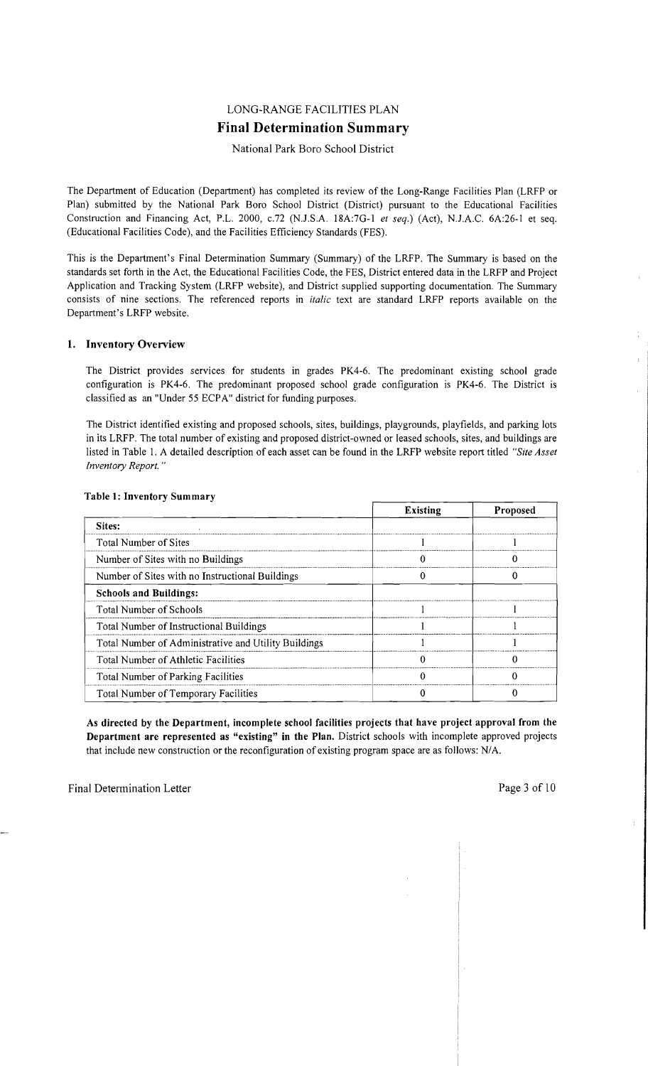# LONG-RANGE FACILITIES PLAN

## Final Determination Summary

National Park Boro School District

The Department of Education (Department) has completed its review of the Long-Range Facilities Plan (LRFP or Plan) submitted by the National Park Boro School District (District) pursuant to the Educational Facilities Construction and Financing Act, P.L. 2000, c.72 (N.J.S.A. 18A:7G-1 *et seq.*) (Act), N.J.A.C. 6A:26-1 et seq. (Educational Facilities Code), and the Facilities Efficiency Standards (FES).

This is the Department's Final Determination Summary (Summary) of the LRFP. The Summary is based on the standards set forth in the Act, the Educational Facilities Code, the FES, District entered data in the LRFP and Project Application and Tracking System (LRFP website), and District supplied supporting documentation. The Summary consists of nine sections. The referenced reports in *italic* text are standard LRFP reports available on the Department's LRFP website.

### 1. Inventory Overview

The District provides services for students in grades PK4-6. The predominant existing school grade configuration is PK4-6. The predominant proposed school grade configuration is PK4-6. The District is classified as an "Under 55 ECPA" district for funding purposes.

The District identified existing and proposed schools, sites, buildings, playgrounds, playfields, and parking lots in its LRFP. The total number of existing and proposed district-owned or leased schools, sites, and buildings are listed in Table 1. A detailed description of each asset can be found in the LRFP website report titled *"Site Asset Inventory Report."*

**Table 1: Inventory Summary**

| | Existing | Proposed |
|---|---|---|
| **Sites:** | | |
| Total Number of Sites | 1 | 1 |
| Number of Sites with no Buildings | 0 | 0 |
| Number of Sites with no Instructional Buildings | 0 | 0 |
| **Schools and Buildings:** | | |
| Total Number of Schools | 1 | 1 |
| Total Number of Instructional Buildings | 1 | 1 |
| Total Number of Administrative and Utility Buildings | 1 | 1 |
| Total Number of Athletic Facilities | 0 | 0 |
| Total Number of Parking Facilities | 0 | 0 |
| Total Number of Temporary Facilities | 0 | 0 |

**As directed by the Department, incomplete school facilities projects that have project approval from the Department are represented as "existing" in the Plan.** District schools with incomplete approved projects that include new construction or the reconfiguration of existing program space are as follows: N/A.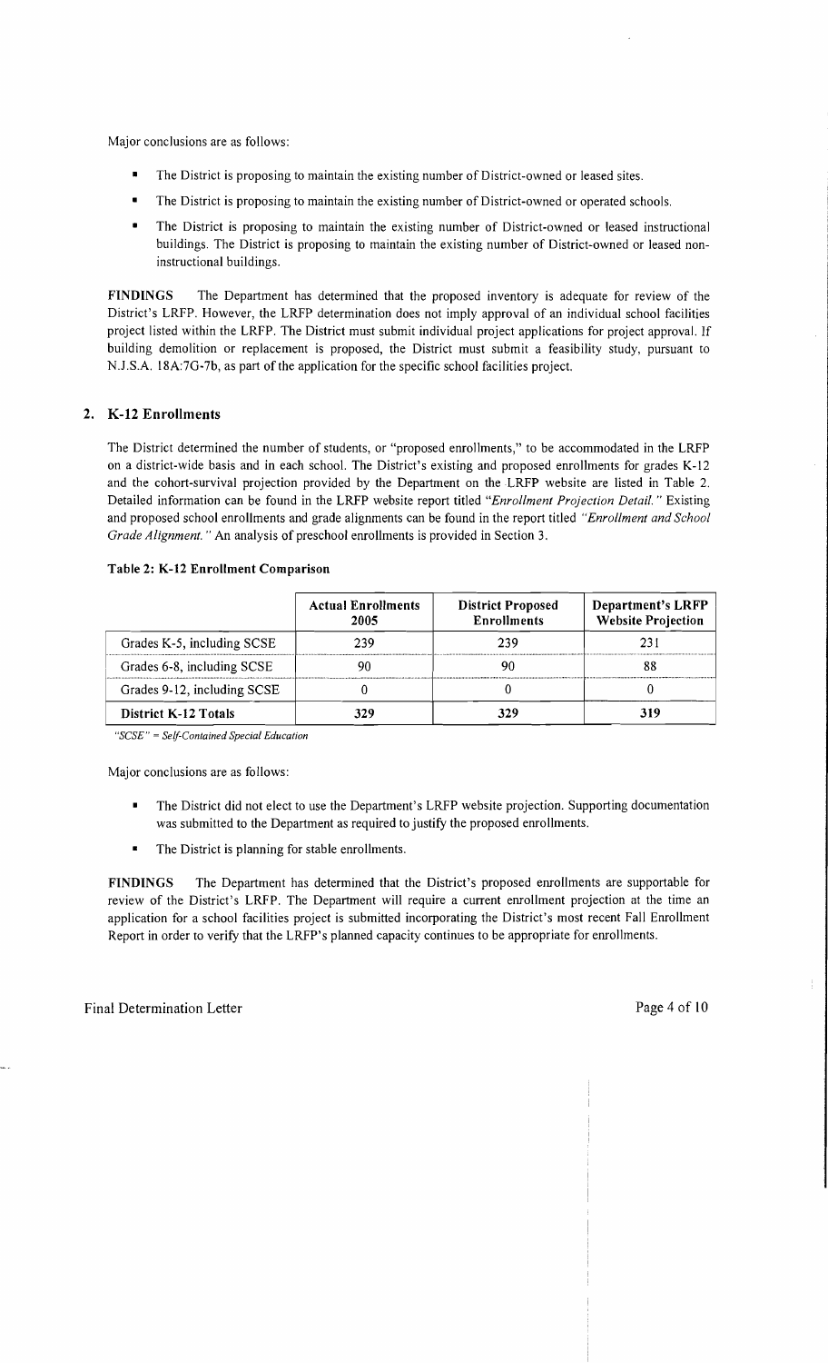Major conclusions are as follows:

- The District is proposing to maintain the existing number of District-owned or leased sites.
- The District is proposing to maintain the existing number of District-owned or operated schools.
- The District is proposing to maintain the existing number of District-owned or leased instructional buildings. The District is proposing to maintain the existing number of District-owned or leased non-instructional buildings.

**FINDINGS** The Department has determined that the proposed inventory is adequate for review of the District's LRFP. However, the LRFP determination does not imply approval of an individual school facilities project listed within the LRFP. The District must submit individual project applications for project approval. If building demolition or replacement is proposed, the District must submit a feasibility study, pursuant to N.J.S.A. 18A:7G-7b, as part of the application for the specific school facilities project.

## 2. K-12 Enrollments

The District determined the number of students, or "proposed enrollments," to be accommodated in the LRFP on a district-wide basis and in each school. The District's existing and proposed enrollments for grades K-12 and the cohort-survival projection provided by the Department on the LRFP website are listed in Table 2. Detailed information can be found in the LRFP website report titled "*Enrollment Projection Detail.*" Existing and proposed school enrollments and grade alignments can be found in the report titled "*Enrollment and School Grade Alignment.*" An analysis of preschool enrollments is provided in Section 3.

**Table 2: K-12 Enrollment Comparison**

| | Actual Enrollments 2005 | District Proposed Enrollments | Department's LRFP Website Projection |
|---|---|---|---|
| Grades K-5, including SCSE | 239 | 239 | 231 |
| Grades 6-8, including SCSE | 90 | 90 | 88 |
| Grades 9-12, including SCSE | 0 | 0 | 0 |
| **District K-12 Totals** | **329** | **329** | **319** |

*"SCSE" = Self-Contained Special Education*

Major conclusions are as follows:

- The District did not elect to use the Department's LRFP website projection. Supporting documentation was submitted to the Department as required to justify the proposed enrollments.
- The District is planning for stable enrollments.

**FINDINGS** The Department has determined that the District's proposed enrollments are supportable for review of the District's LRFP. The Department will require a current enrollment projection at the time an application for a school facilities project is submitted incorporating the District's most recent Fall Enrollment Report in order to verify that the LRFP's planned capacity continues to be appropriate for enrollments.

Final Determination Letter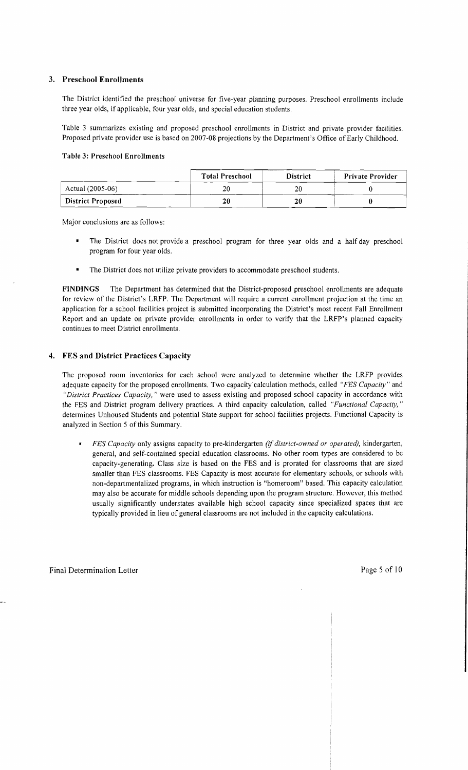### 3. Preschool Enrollments

The District identified the preschool universe for five-year planning purposes. Preschool enrollments include three year olds, if applicable, four year olds, and special education students.

Table 3 summarizes existing and proposed preschool enrollments in District and private provider facilities. Proposed private provider use is based on 2007-08 projections by the Department's Office of Early Childhood.

**Table 3: Preschool Enrollments**

| | Total Preschool | District | Private Provider |
|---|---|---|---|
| Actual (2005-06) | 20 | 20 | 0 |
| **District Proposed** | **20** | **20** | **0** |

Major conclusions are as follows:

- The District does not provide a preschool program for three year olds and a half day preschool program for four year olds.
- The District does not utilize private providers to accommodate preschool students.

**FINDINGS** The Department has determined that the District-proposed preschool enrollments are adequate for review of the District's LRFP. The Department will require a current enrollment projection at the time an application for a school facilities project is submitted incorporating the District's most recent Fall Enrollment Report and an update on private provider enrollments in order to verify that the LRFP's planned capacity continues to meet District enrollments.

### 4. FES and District Practices Capacity

The proposed room inventories for each school were analyzed to determine whether the LRFP provides adequate capacity for the proposed enrollments. Two capacity calculation methods, called *"FES Capacity"* and *"District Practices Capacity,"* were used to assess existing and proposed school capacity in accordance with the FES and District program delivery practices. A third capacity calculation, called *"Functional Capacity,"* determines Unhoused Students and potential State support for school facilities projects. Functional Capacity is analyzed in Section 5 of this Summary.

- *FES Capacity* only assigns capacity to pre-kindergarten *(if district-owned or operated),* kindergarten, general, and self-contained special education classrooms. No other room types are considered to be capacity-generating. Class size is based on the FES and is prorated for classrooms that are sized smaller than FES classrooms. FES Capacity is most accurate for elementary schools, or schools with non-departmentalized programs, in which instruction is "homeroom" based. This capacity calculation may also be accurate for middle schools depending upon the program structure. However, this method usually significantly understates available high school capacity since specialized spaces that are typically provided in lieu of general classrooms are not included in the capacity calculations.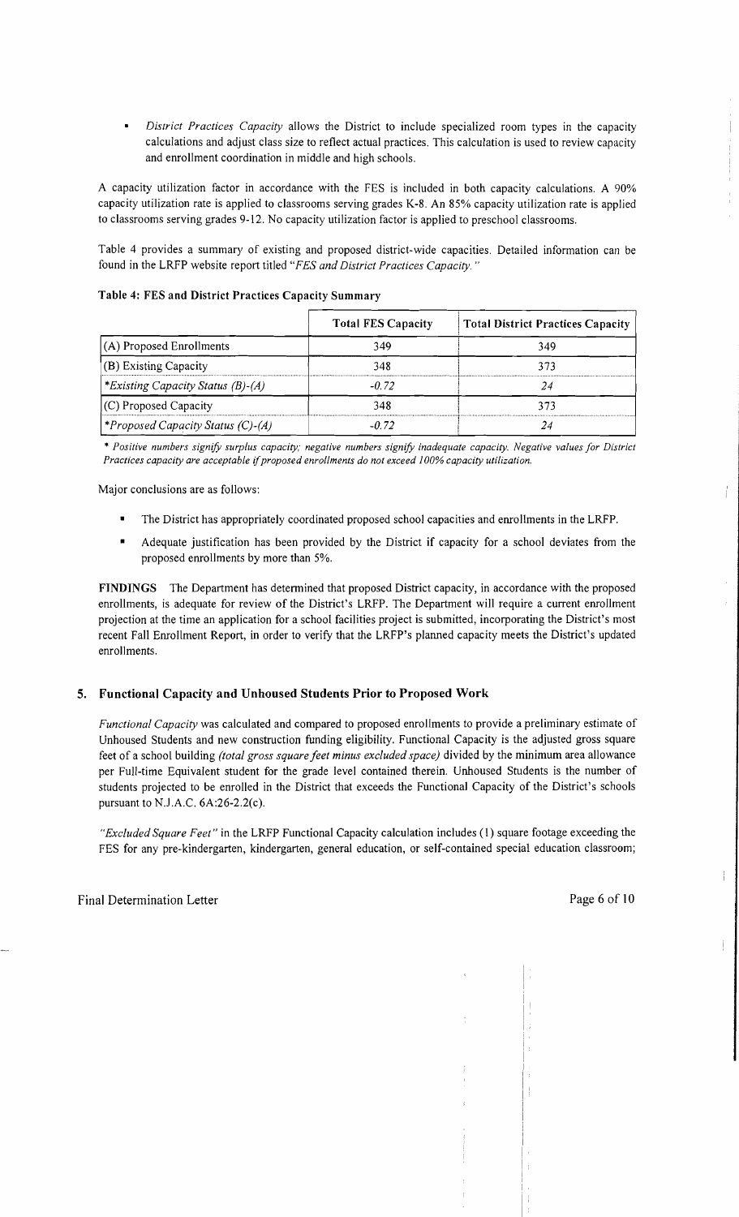- *District Practices Capacity* allows the District to include specialized room types in the capacity calculations and adjust class size to reflect actual practices. This calculation is used to review capacity and enrollment coordination in middle and high schools.

A capacity utilization factor in accordance with the FES is included in both capacity calculations. A 90% capacity utilization rate is applied to classrooms serving grades K-8. An 85% capacity utilization rate is applied to classrooms serving grades 9-12. No capacity utilization factor is applied to preschool classrooms.

Table 4 provides a summary of existing and proposed district-wide capacities. Detailed information can be found in the LRFP website report titled *"FES and District Practices Capacity."*

**Table 4: FES and District Practices Capacity Summary**

| | Total FES Capacity | Total District Practices Capacity |
|---|---|---|
| (A) Proposed Enrollments | 349 | 349 |
| (B) Existing Capacity | 348 | 373 |
| *\*Existing Capacity Status (B)-(A)* | *-0.72* | *24* |
| (C) Proposed Capacity | 348 | 373 |
| *\*Proposed Capacity Status (C)-(A)* | *-0.72* | *24* |

*\* Positive numbers signify surplus capacity; negative numbers signify inadequate capacity. Negative values for District Practices capacity are acceptable if proposed enrollments do not exceed 100% capacity utilization.*

Major conclusions are as follows:

- The District has appropriately coordinated proposed school capacities and enrollments in the LRFP.
- Adequate justification has been provided by the District if capacity for a school deviates from the proposed enrollments by more than 5%.

**FINDINGS** The Department has determined that proposed District capacity, in accordance with the proposed enrollments, is adequate for review of the District's LRFP. The Department will require a current enrollment projection at the time an application for a school facilities project is submitted, incorporating the District's most recent Fall Enrollment Report, in order to verify that the LRFP's planned capacity meets the District's updated enrollments.

## 5. Functional Capacity and Unhoused Students Prior to Proposed Work

*Functional Capacity* was calculated and compared to proposed enrollments to provide a preliminary estimate of Unhoused Students and new construction funding eligibility. Functional Capacity is the adjusted gross square feet of a school building *(total gross square feet minus excluded space)* divided by the minimum area allowance per Full-time Equivalent student for the grade level contained therein. Unhoused Students is the number of students projected to be enrolled in the District that exceeds the Functional Capacity of the District's schools pursuant to N.J.A.C. 6A:26-2.2(c).

*"Excluded Square Feet"* in the LRFP Functional Capacity calculation includes (1) square footage exceeding the FES for any pre-kindergarten, kindergarten, general education, or self-contained special education classroom;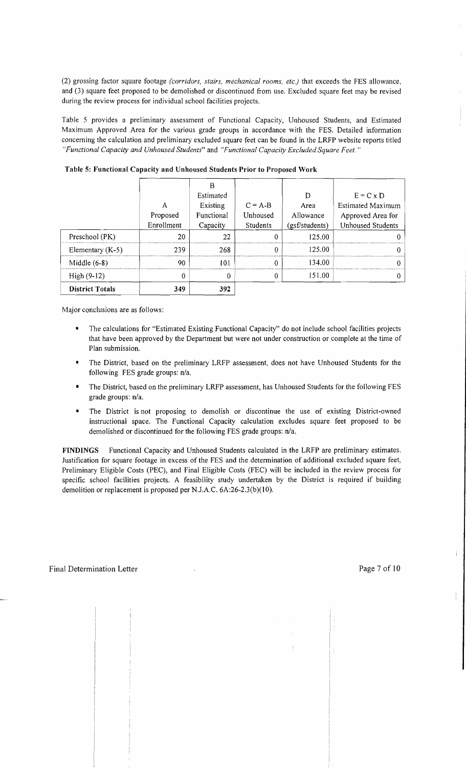(2) grossing factor square footage *(corridors, stairs, mechanical rooms, etc.)* that exceeds the FES allowance, and (3) square feet proposed to be demolished or discontinued from use. Excluded square feet may be revised during the review process for individual school facilities projects.

Table 5 provides a preliminary assessment of Functional Capacity, Unhoused Students, and Estimated Maximum Approved Area for the various grade groups in accordance with the FES. Detailed information concerning the calculation and preliminary excluded square feet can be found in the LRFP website reports titled *"Functional Capacity and Unhoused Students"* and *"Functional Capacity Excluded Square Feet."*

**Table 5: Functional Capacity and Unhoused Students Prior to Proposed Work**

| | A<br>Proposed<br>Enrollment | B<br>Estimated<br>Existing<br>Functional<br>Capacity | C = A-B<br>Unhoused<br>Students | D<br>Area<br>Allowance<br>(gsf/students) | E = C x D<br>Estimated Maximum<br>Approved Area for<br>Unhoused Students |
|---|---|---|---|---|---|
| Preschool (PK) | 20 | 22 | 0 | 125.00 | 0 |
| Elementary (K-5) | 239 | 268 | 0 | 125.00 | 0 |
| Middle (6-8) | 90 | 101 | 0 | 134.00 | 0 |
| High (9-12) | 0 | 0 | 0 | 151.00 | 0 |
| **District Totals** | **349** | **392** | | | |

Major conclusions are as follows:

- The calculations for "Estimated Existing Functional Capacity" do not include school facilities projects that have been approved by the Department but were not under construction or complete at the time of Plan submission.
- The District, based on the preliminary LRFP assessment, does not have Unhoused Students for the following FES grade groups: n/a.
- The District, based on the preliminary LRFP assessment, has Unhoused Students for the following FES grade groups: n/a.
- The District is not proposing to demolish or discontinue the use of existing District-owned instructional space. The Functional Capacity calculation excludes square feet proposed to be demolished or discontinued for the following FES grade groups: n/a.

**FINDINGS** Functional Capacity and Unhoused Students calculated in the LRFP are preliminary estimates. Justification for square footage in excess of the FES and the determination of additional excluded square feet, Preliminary Eligible Costs (PEC), and Final Eligible Costs (FEC) will be included in the review process for specific school facilities projects. A feasibility study undertaken by the District is required if building demolition or replacement is proposed per N.J.A.C. 6A:26-2.3(b)(10).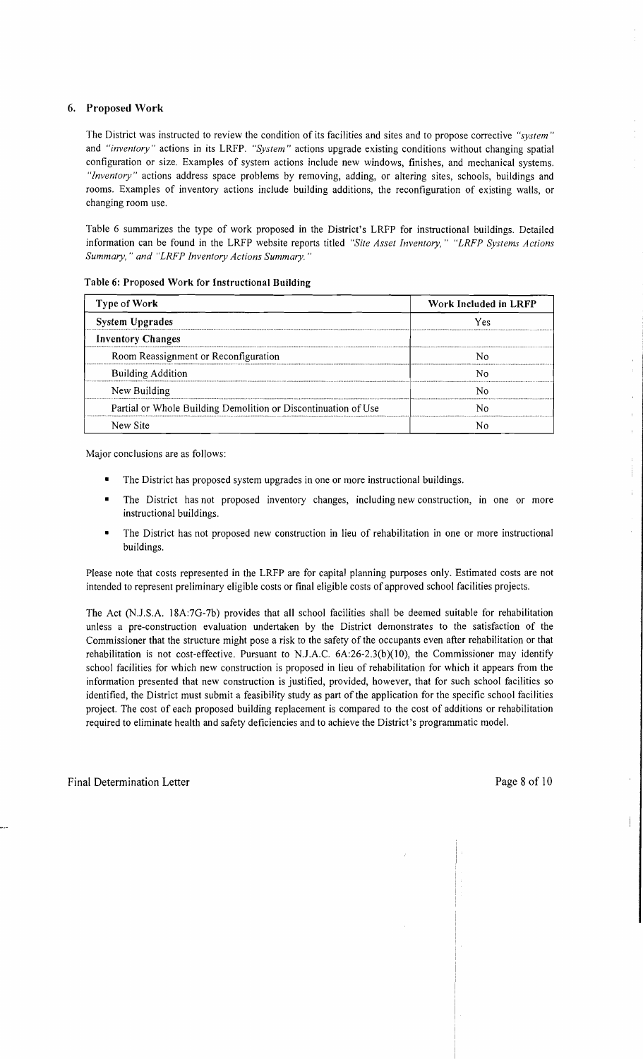## 6. Proposed Work

The District was instructed to review the condition of its facilities and sites and to propose corrective *"system"* and *"inventory"* actions in its LRFP. *"System"* actions upgrade existing conditions without changing spatial configuration or size. Examples of system actions include new windows, finishes, and mechanical systems. *"Inventory"* actions address space problems by removing, adding, or altering sites, schools, buildings and rooms. Examples of inventory actions include building additions, the reconfiguration of existing walls, or changing room use.

Table 6 summarizes the type of work proposed in the District's LRFP for instructional buildings. Detailed information can be found in the LRFP website reports titled *"Site Asset Inventory," "LRFP Systems Actions Summary," and "LRFP Inventory Actions Summary."*

**Table 6: Proposed Work for Instructional Building**

| Type of Work | Work Included in LRFP |
|---|---|
| **System Upgrades** | Yes |
| **Inventory Changes** | |
| Room Reassignment or Reconfiguration | No |
| Building Addition | No |
| New Building | No |
| Partial or Whole Building Demolition or Discontinuation of Use | No |
| New Site | No |

Major conclusions are as follows:

- The District has proposed system upgrades in one or more instructional buildings.
- The District has not proposed inventory changes, including new construction, in one or more instructional buildings.
- The District has not proposed new construction in lieu of rehabilitation in one or more instructional buildings.

Please note that costs represented in the LRFP are for capital planning purposes only. Estimated costs are not intended to represent preliminary eligible costs or final eligible costs of approved school facilities projects.

The Act (N.J.S.A. 18A:7G-7b) provides that all school facilities shall be deemed suitable for rehabilitation unless a pre-construction evaluation undertaken by the District demonstrates to the satisfaction of the Commissioner that the structure might pose a risk to the safety of the occupants even after rehabilitation or that rehabilitation is not cost-effective. Pursuant to N.J.A.C. 6A:26-2.3(b)(10), the Commissioner may identify school facilities for which new construction is proposed in lieu of rehabilitation for which it appears from the information presented that new construction is justified, provided, however, that for such school facilities so identified, the District must submit a feasibility study as part of the application for the specific school facilities project. The cost of each proposed building replacement is compared to the cost of additions or rehabilitation required to eliminate health and safety deficiencies and to achieve the District's programmatic model.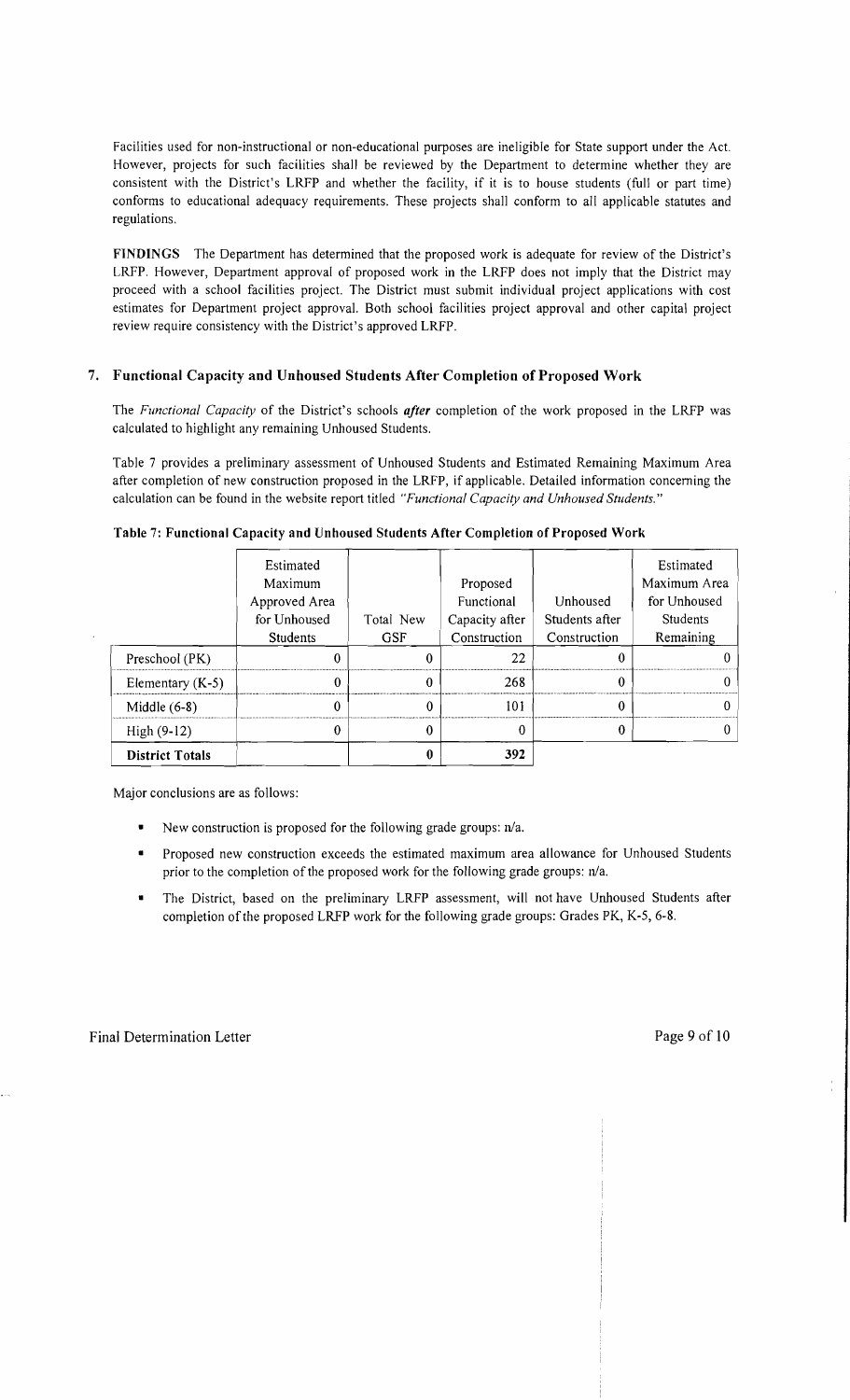Facilities used for non-instructional or non-educational purposes are ineligible for State support under the Act. However, projects for such facilities shall be reviewed by the Department to determine whether they are consistent with the District's LRFP and whether the facility, if it is to house students (full or part time) conforms to educational adequacy requirements. These projects shall conform to all applicable statutes and regulations.

**FINDINGS** The Department has determined that the proposed work is adequate for review of the District's LRFP. However, Department approval of proposed work in the LRFP does not imply that the District may proceed with a school facilities project. The District must submit individual project applications with cost estimates for Department project approval. Both school facilities project approval and other capital project review require consistency with the District's approved LRFP.

## 7. Functional Capacity and Unhoused Students After Completion of Proposed Work

The *Functional Capacity* of the District's schools ***after*** completion of the work proposed in the LRFP was calculated to highlight any remaining Unhoused Students.

Table 7 provides a preliminary assessment of Unhoused Students and Estimated Remaining Maximum Area after completion of new construction proposed in the LRFP, if applicable. Detailed information concerning the calculation can be found in the website report titled *"Functional Capacity and Unhoused Students."*

**Table 7: Functional Capacity and Unhoused Students After Completion of Proposed Work**

| | Estimated Maximum Approved Area for Unhoused Students | Total New GSF | Proposed Functional Capacity after Construction | Unhoused Students after Construction | Estimated Maximum Area for Unhoused Students Remaining |
|---|---|---|---|---|---|
| Preschool (PK) | 0 | 0 | 22 | 0 | 0 |
| Elementary (K-5) | 0 | 0 | 268 | 0 | 0 |
| Middle (6-8) | 0 | 0 | 101 | 0 | 0 |
| High (9-12) | 0 | 0 | 0 | 0 | 0 |
| **District Totals** | | 0 | 392 | | |

Major conclusions are as follows:

- New construction is proposed for the following grade groups: n/a.
- Proposed new construction exceeds the estimated maximum area allowance for Unhoused Students prior to the completion of the proposed work for the following grade groups: n/a.
- The District, based on the preliminary LRFP assessment, will not have Unhoused Students after completion of the proposed LRFP work for the following grade groups: Grades PK, K-5, 6-8.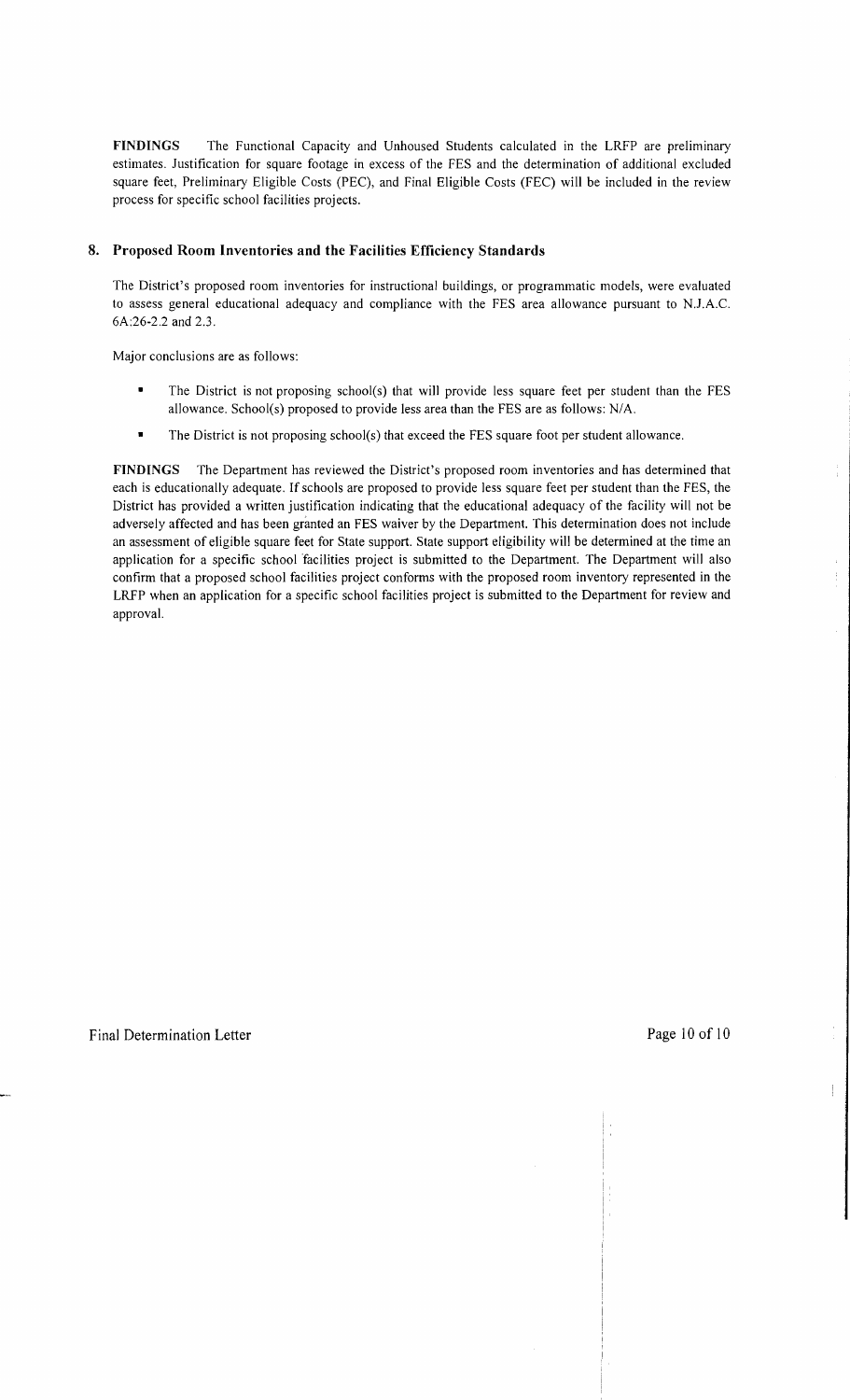**FINDINGS** The Functional Capacity and Unhoused Students calculated in the LRFP are preliminary estimates. Justification for square footage in excess of the FES and the determination of additional excluded square feet, Preliminary Eligible Costs (PEC), and Final Eligible Costs (FEC) will be included in the review process for specific school facilities projects.

## 8. Proposed Room Inventories and the Facilities Efficiency Standards

The District's proposed room inventories for instructional buildings, or programmatic models, were evaluated to assess general educational adequacy and compliance with the FES area allowance pursuant to N.J.A.C. 6A:26-2.2 and 2.3.

Major conclusions are as follows:

- The District is not proposing school(s) that will provide less square feet per student than the FES allowance. School(s) proposed to provide less area than the FES are as follows: N/A.
- The District is not proposing school(s) that exceed the FES square foot per student allowance.

**FINDINGS** The Department has reviewed the District's proposed room inventories and has determined that each is educationally adequate. If schools are proposed to provide less square feet per student than the FES, the District has provided a written justification indicating that the educational adequacy of the facility will not be adversely affected and has been granted an FES waiver by the Department. This determination does not include an assessment of eligible square feet for State support. State support eligibility will be determined at the time an application for a specific school facilities project is submitted to the Department. The Department will also confirm that a proposed school facilities project conforms with the proposed room inventory represented in the LRFP when an application for a specific school facilities project is submitted to the Department for review and approval.